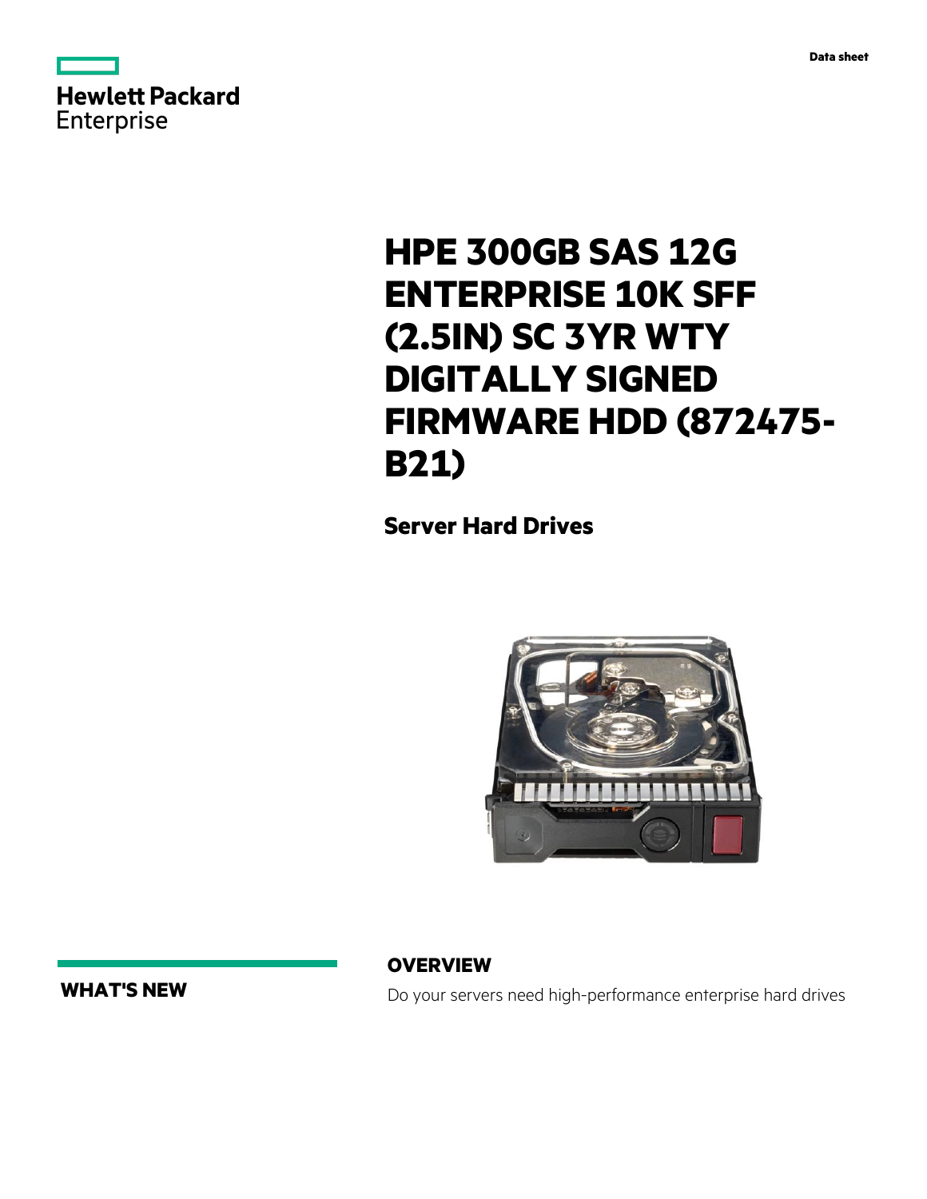Data sheet

# HPE 300GB SAS 12G ENTERPRISE 10K SFF (2.5IN) SC 3YR WTY DIGITALLY SIGNED FIRMWARE HDD (872475-B21)

## Server Hard Drives

### WHAT'S NEW

### OVERVIEW

Do your servers need high-performance enterprise hard drives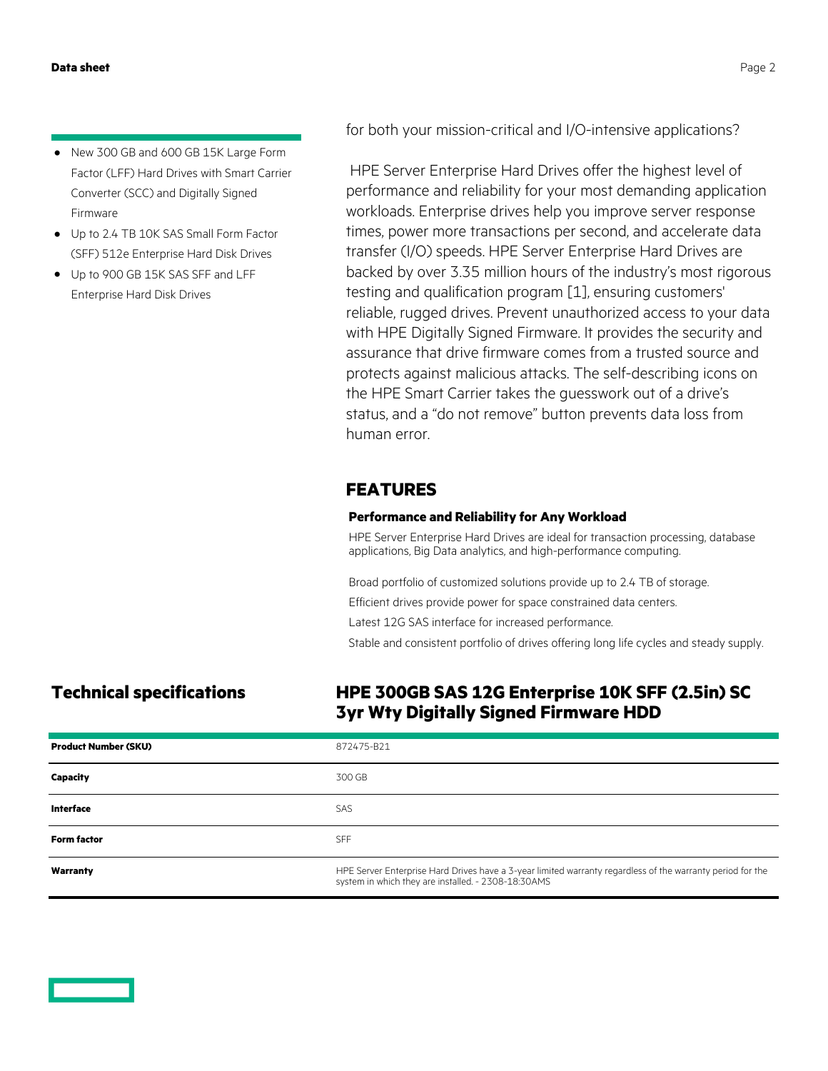- New 300 GB and 600 GB 15K Large Form Factor (LFF) Hard Drives with Smart Carrier Converter (SCC) and Digitally Signed Firmware
- Up to 2.4 TB 10K SAS Small Form Factor (SFF) 512e Enterprise Hard Disk Drives
- Up to 900 GB 15K SAS SFF and LFF Enterprise Hard Disk Drives

for both your mission-critical and I/O-intensive applications?

HPE Server Enterprise Hard Drives offer the highest level of performance and reliability for your most demanding application workloads. Enterprise drives help you improve server response times, power more transactions per second, and accelerate data transfer (I/O) speeds. HPE Server Enterprise Hard Drives are backed by over 3.35 million hours of the industry's most rigorous testing and qualification program [1], ensuring customers' reliable, rugged drives. Prevent unauthorized access to your data with HPE Digitally Signed Firmware. It provides the security and assurance that drive firmware comes from a trusted source and protects against malicious attacks. The self-describing icons on the HPE Smart Carrier takes the guesswork out of a drive's status, and a "do not remove" button prevents data loss from human error.

## FEATURES

### Performance and Reliability for Any Workload

HPE Server Enterprise Hard Drives are ideal for transaction processing, database applications, Big Data analytics, and high-performance computing.

Broad portfolio of customized solutions provide up to 2.4 TB of storage.

Efficient drives provide power for space constrained data centers.

Latest 12G SAS interface for increased performance.

Stable and consistent portfolio of drives offering long life cycles and steady supply.

## Technical specifications

### HPE 300GB SAS 12G Enterprise 10K SFF (2.5in) SC 3yr Wty Digitally Signed Firmware HDD

| | |
|---|---|
| **Product Number (SKU)** | 872475-B21 |
| **Capacity** | 300 GB |
| **Interface** | SAS |
| **Form factor** | SFF |
| **Warranty** | HPE Server Enterprise Hard Drives have a 3-year limited warranty regardless of the warranty period for the system in which they are installed. - 2308-18:30AMS |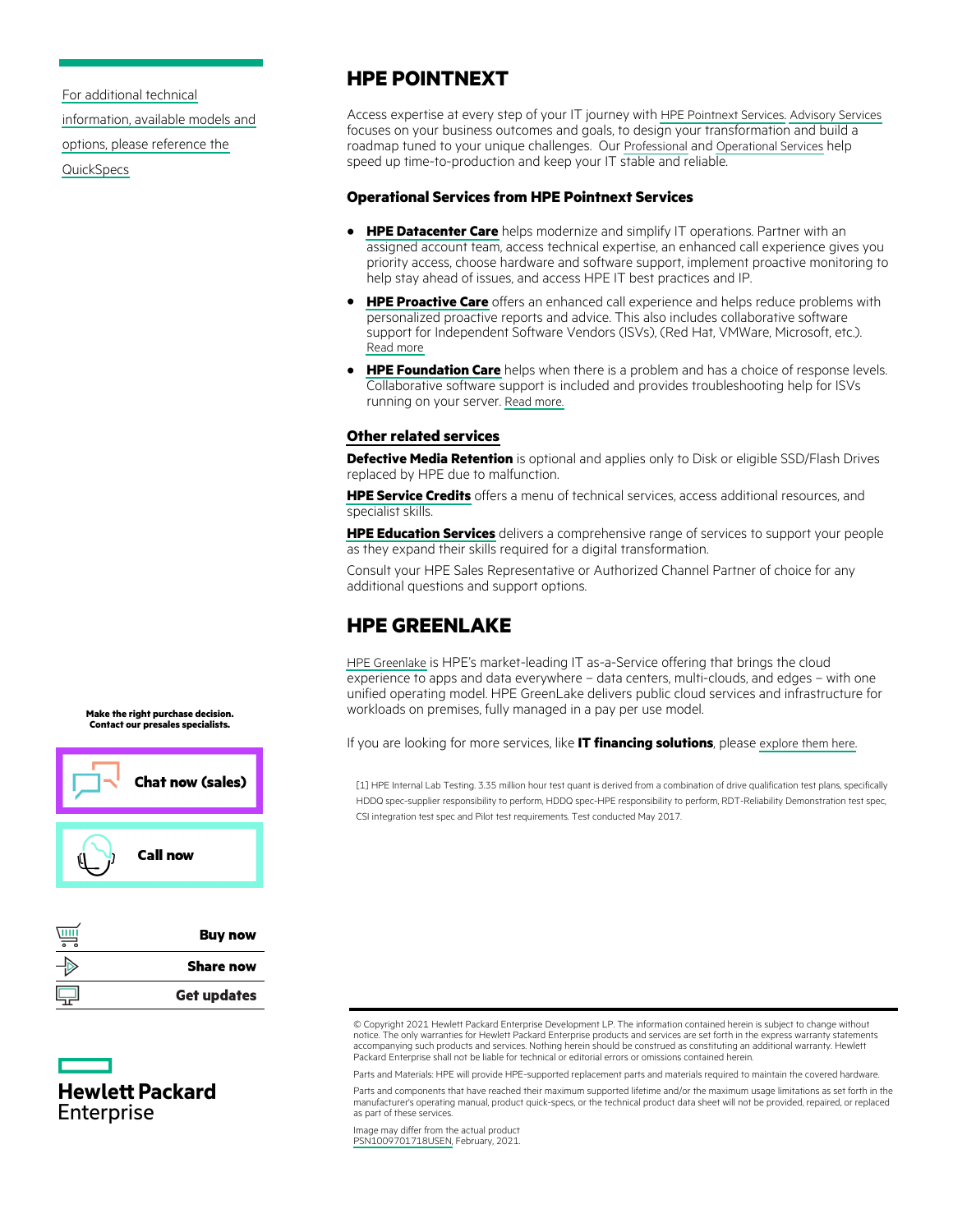For additional technical information, available models and options, please reference the QuickSpecs

## HPE POINTNEXT

Access expertise at every step of your IT journey with HPE Pointnext Services. Advisory Services focuses on your business outcomes and goals, to design your transformation and build a roadmap tuned to your unique challenges. Our Professional and Operational Services help speed up time-to-production and keep your IT stable and reliable.

### Operational Services from HPE Pointnext Services

- **HPE Datacenter Care** helps modernize and simplify IT operations. Partner with an assigned account team, access technical expertise, an enhanced call experience gives you priority access, choose hardware and software support, implement proactive monitoring to help stay ahead of issues, and access HPE IT best practices and IP.
- **HPE Proactive Care** offers an enhanced call experience and helps reduce problems with personalized proactive reports and advice. This also includes collaborative software support for Independent Software Vendors (ISVs), (Red Hat, VMWare, Microsoft, etc.). Read more
- **HPE Foundation Care** helps when there is a problem and has a choice of response levels. Collaborative software support is included and provides troubleshooting help for ISVs running on your server. Read more.

### Other related services

**Defective Media Retention** is optional and applies only to Disk or eligible SSD/Flash Drives replaced by HPE due to malfunction.

**HPE Service Credits** offers a menu of technical services, access additional resources, and specialist skills.

**HPE Education Services** delivers a comprehensive range of services to support your people as they expand their skills required for a digital transformation.

Consult your HPE Sales Representative or Authorized Channel Partner of choice for any additional questions and support options.

## HPE GREENLAKE

HPE Greenlake is HPE's market-leading IT as-a-Service offering that brings the cloud experience to apps and data everywhere – data centers, multi-clouds, and edges – with one unified operating model. HPE GreenLake delivers public cloud services and infrastructure for workloads on premises, fully managed in a pay per use model.

If you are looking for more services, like **IT financing solutions**, please explore them here.

[1] HPE Internal Lab Testing. 3.35 million hour test quant is derived from a combination of drive qualification test plans, specifically HDDQ spec-supplier responsibility to perform, HDDQ spec-HPE responsibility to perform, RDT-Reliability Demonstration test spec, CSI integration test spec and Pilot test requirements. Test conducted May 2017.

**Make the right purchase decision. Contact our presales specialists.**

Chat now (sales)

Call now

Buy now

Share now

Get updates

Hewlett Packard Enterprise

© Copyright 2021 Hewlett Packard Enterprise Development LP. The information contained herein is subject to change without notice. The only warranties for Hewlett Packard Enterprise products and services are set forth in the express warranty statements accompanying such products and services. Nothing herein should be construed as constituting an additional warranty. Hewlett Packard Enterprise shall not be liable for technical or editorial errors or omissions contained herein.

Parts and Materials: HPE will provide HPE-supported replacement parts and materials required to maintain the covered hardware.

Parts and components that have reached their maximum supported lifetime and/or the maximum usage limitations as set forth in the manufacturer's operating manual, product quick-specs, or the technical product data sheet will not be provided, repaired, or replaced as part of these services.

Image may differ from the actual product

PSN1009701718USEN, February, 2021.